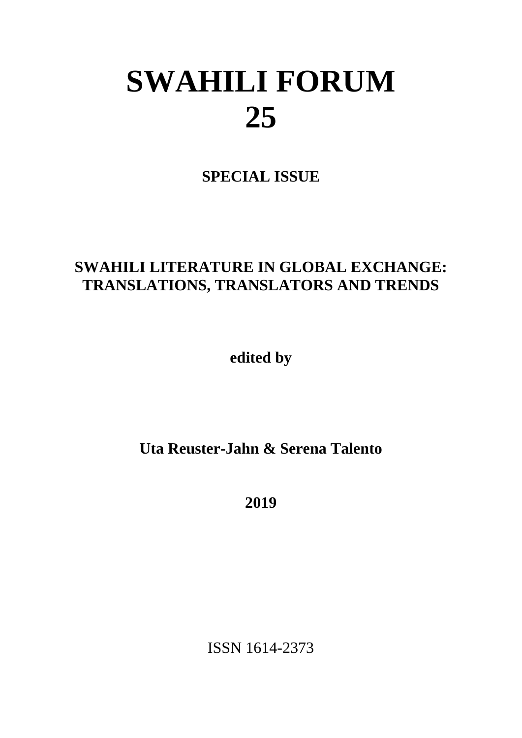# SWAHILI FORUM
# 25

**SPECIAL ISSUE**

## SWAHILI LITERATURE IN GLOBAL EXCHANGE: TRANSLATIONS, TRANSLATORS AND TRENDS

**edited by**

**Uta Reuster-Jahn & Serena Talento**

**2019**

ISSN 1614-2373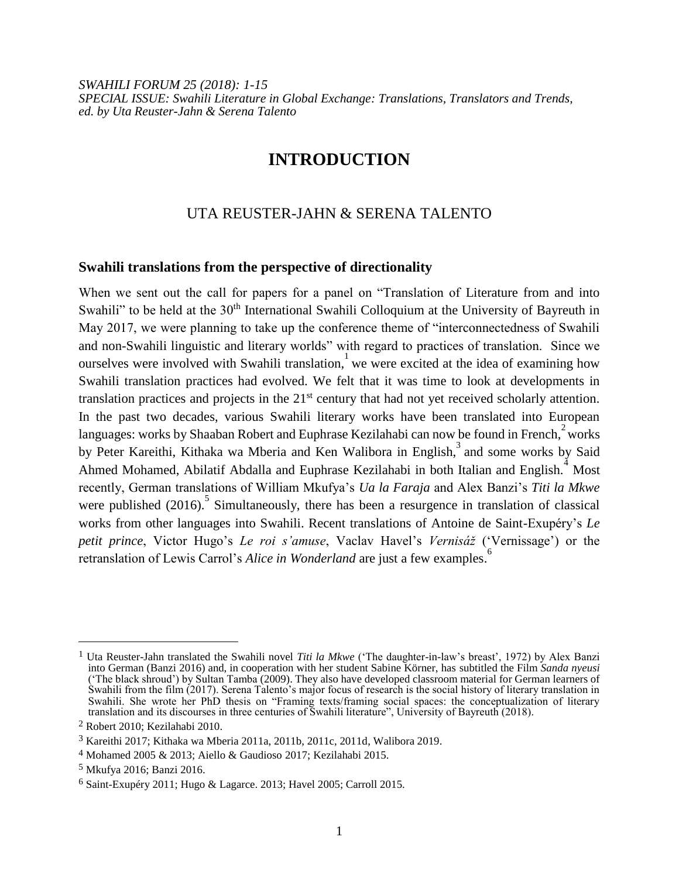*SWAHILI FORUM 25 (2018): 1-15*
*SPECIAL ISSUE: Swahili Literature in Global Exchange: Translations, Translators and Trends, ed. by Uta Reuster-Jahn & Serena Talento*

# INTRODUCTION

UTA REUSTER-JAHN & SERENA TALENTO

## Swahili translations from the perspective of directionality

When we sent out the call for papers for a panel on "Translation of Literature from and into Swahili" to be held at the 30th International Swahili Colloquium at the University of Bayreuth in May 2017, we were planning to take up the conference theme of "interconnectedness of Swahili and non-Swahili linguistic and literary worlds" with regard to practices of translation. Since we ourselves were involved with Swahili translation,[1] we were excited at the idea of examining how Swahili translation practices had evolved. We felt that it was time to look at developments in translation practices and projects in the 21st century that had not yet received scholarly attention. In the past two decades, various Swahili literary works have been translated into European languages: works by Shaaban Robert and Euphrase Kezilahabi can now be found in French,[2] works by Peter Kareithi, Kithaka wa Mberia and Ken Walibora in English,[3] and some works by Said Ahmed Mohamed, Abilatif Abdalla and Euphrase Kezilahabi in both Italian and English.[4] Most recently, German translations of William Mkufya's *Ua la Faraja* and Alex Banzi's *Titi la Mkwe* were published (2016).[5] Simultaneously, there has been a resurgence in translation of classical works from other languages into Swahili. Recent translations of Antoine de Saint-Exupéry's *Le petit prince*, Victor Hugo's *Le roi s'amuse*, Vaclav Havel's *Vernisáž* ('Vernissage') or the retranslation of Lewis Carrol's *Alice in Wonderland* are just a few examples.[6]

---

[1] Uta Reuster-Jahn translated the Swahili novel *Titi la Mkwe* ('The daughter-in-law's breast', 1972) by Alex Banzi into German (Banzi 2016) and, in cooperation with her student Sabine Körner, has subtitled the Film *Sanda nyeusi* ('The black shroud') by Sultan Tamba (2009). They also have developed classroom material for German learners of Swahili from the film (2017). Serena Talento's major focus of research is the social history of literary translation in Swahili. She wrote her PhD thesis on "Framing texts/framing social spaces: the conceptualization of literary translation and its discourses in three centuries of Swahili literature", University of Bayreuth (2018).

[2] Robert 2010; Kezilahabi 2010.

[3] Kareithi 2017; Kithaka wa Mberia 2011a, 2011b, 2011c, 2011d, Walibora 2019.

[4] Mohamed 2005 & 2013; Aiello & Gaudioso 2017; Kezilahabi 2015.

[5] Mkufya 2016; Banzi 2016.

[6] Saint-Exupéry 2011; Hugo & Lagarce. 2013; Havel 2005; Carroll 2015.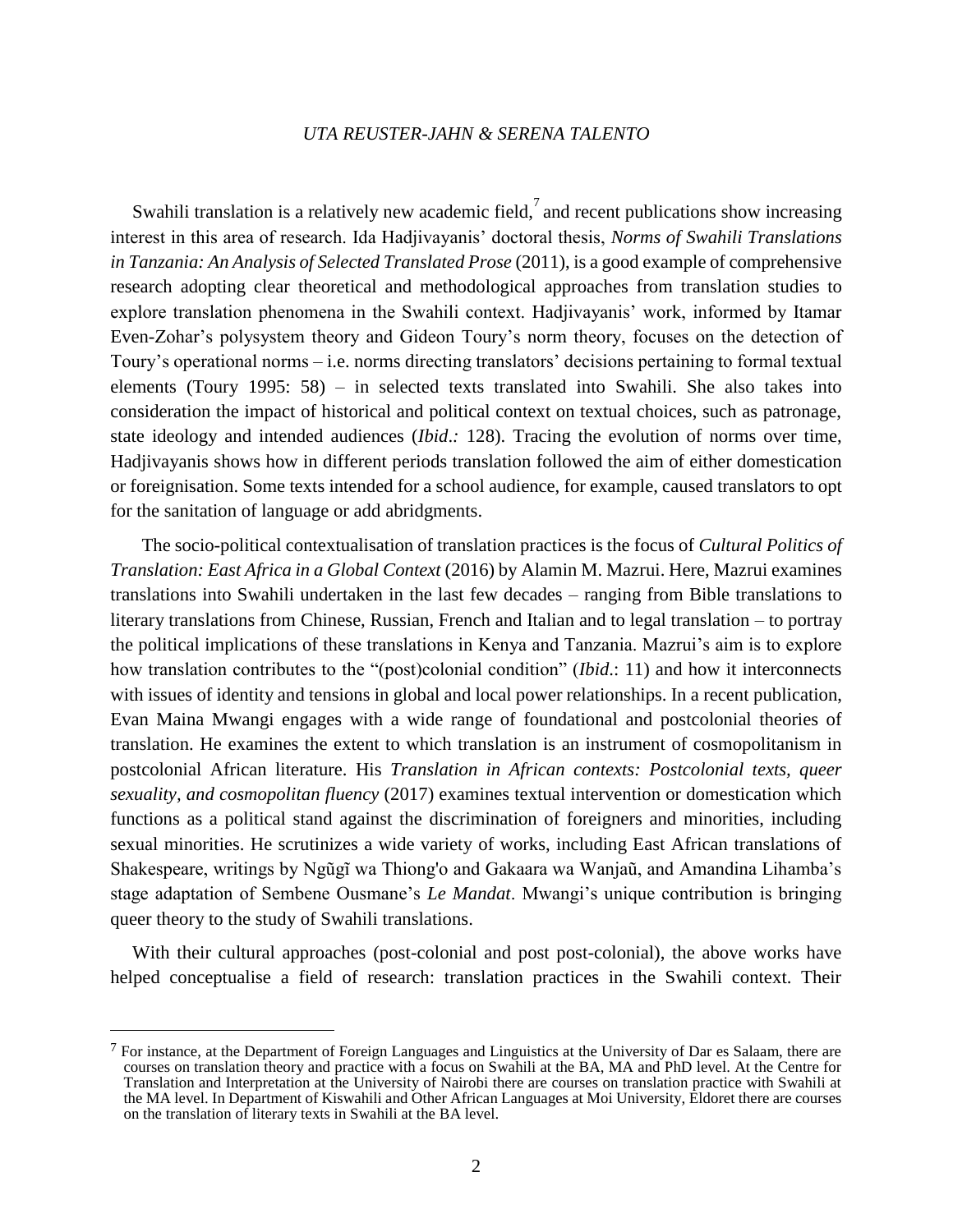Swahili translation is a relatively new academic field,[7] and recent publications show increasing interest in this area of research. Ida Hadjivayanis' doctoral thesis, *Norms of Swahili Translations in Tanzania: An Analysis of Selected Translated Prose* (2011), is a good example of comprehensive research adopting clear theoretical and methodological approaches from translation studies to explore translation phenomena in the Swahili context. Hadjivayanis' work, informed by Itamar Even-Zohar's polysystem theory and Gideon Toury's norm theory, focuses on the detection of Toury's operational norms – i.e. norms directing translators' decisions pertaining to formal textual elements (Toury 1995: 58) – in selected texts translated into Swahili. She also takes into consideration the impact of historical and political context on textual choices, such as patronage, state ideology and intended audiences (*Ibid*.: 128). Tracing the evolution of norms over time, Hadjivayanis shows how in different periods translation followed the aim of either domestication or foreignisation. Some texts intended for a school audience, for example, caused translators to opt for the sanitation of language or add abridgments.

The socio-political contextualisation of translation practices is the focus of *Cultural Politics of Translation: East Africa in a Global Context* (2016) by Alamin M. Mazrui. Here, Mazrui examines translations into Swahili undertaken in the last few decades – ranging from Bible translations to literary translations from Chinese, Russian, French and Italian and to legal translation – to portray the political implications of these translations in Kenya and Tanzania. Mazrui's aim is to explore how translation contributes to the "(post)colonial condition" (*Ibid*.: 11) and how it interconnects with issues of identity and tensions in global and local power relationships. In a recent publication, Evan Maina Mwangi engages with a wide range of foundational and postcolonial theories of translation. He examines the extent to which translation is an instrument of cosmopolitanism in postcolonial African literature. His *Translation in African contexts: Postcolonial texts, queer sexuality, and cosmopolitan fluency* (2017) examines textual intervention or domestication which functions as a political stand against the discrimination of foreigners and minorities, including sexual minorities. He scrutinizes a wide variety of works, including East African translations of Shakespeare, writings by Ngũgĩ wa Thiong'o and Gakaara wa Wanjaũ, and Amandina Lihamba's stage adaptation of Sembene Ousmane's *Le Mandat*. Mwangi's unique contribution is bringing queer theory to the study of Swahili translations.

With their cultural approaches (post-colonial and post post-colonial), the above works have helped conceptualise a field of research: translation practices in the Swahili context. Their

[7] For instance, at the Department of Foreign Languages and Linguistics at the University of Dar es Salaam, there are courses on translation theory and practice with a focus on Swahili at the BA, MA and PhD level. At the Centre for Translation and Interpretation at the University of Nairobi there are courses on translation practice with Swahili at the MA level. In Department of Kiswahili and Other African Languages at Moi University, Eldoret there are courses on the translation of literary texts in Swahili at the BA level.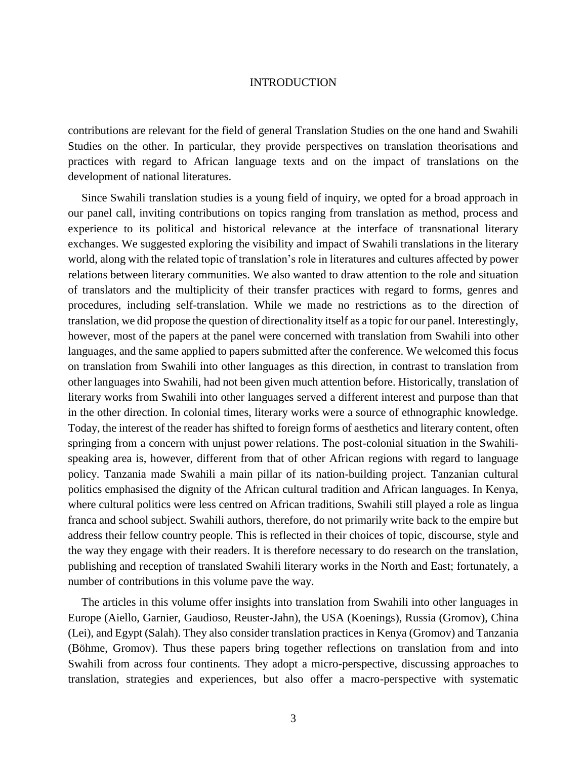contributions are relevant for the field of general Translation Studies on the one hand and Swahili Studies on the other. In particular, they provide perspectives on translation theorisations and practices with regard to African language texts and on the impact of translations on the development of national literatures.

Since Swahili translation studies is a young field of inquiry, we opted for a broad approach in our panel call, inviting contributions on topics ranging from translation as method, process and experience to its political and historical relevance at the interface of transnational literary exchanges. We suggested exploring the visibility and impact of Swahili translations in the literary world, along with the related topic of translation's role in literatures and cultures affected by power relations between literary communities. We also wanted to draw attention to the role and situation of translators and the multiplicity of their transfer practices with regard to forms, genres and procedures, including self-translation. While we made no restrictions as to the direction of translation, we did propose the question of directionality itself as a topic for our panel. Interestingly, however, most of the papers at the panel were concerned with translation from Swahili into other languages, and the same applied to papers submitted after the conference. We welcomed this focus on translation from Swahili into other languages as this direction, in contrast to translation from other languages into Swahili, had not been given much attention before. Historically, translation of literary works from Swahili into other languages served a different interest and purpose than that in the other direction. In colonial times, literary works were a source of ethnographic knowledge. Today, the interest of the reader has shifted to foreign forms of aesthetics and literary content, often springing from a concern with unjust power relations. The post-colonial situation in the Swahili-speaking area is, however, different from that of other African regions with regard to language policy. Tanzania made Swahili a main pillar of its nation-building project. Tanzanian cultural politics emphasised the dignity of the African cultural tradition and African languages. In Kenya, where cultural politics were less centred on African traditions, Swahili still played a role as lingua franca and school subject. Swahili authors, therefore, do not primarily write back to the empire but address their fellow country people. This is reflected in their choices of topic, discourse, style and the way they engage with their readers. It is therefore necessary to do research on the translation, publishing and reception of translated Swahili literary works in the North and East; fortunately, a number of contributions in this volume pave the way.

The articles in this volume offer insights into translation from Swahili into other languages in Europe (Aiello, Garnier, Gaudioso, Reuster-Jahn), the USA (Koenings), Russia (Gromov), China (Lei), and Egypt (Salah). They also consider translation practices in Kenya (Gromov) and Tanzania (Böhme, Gromov). Thus these papers bring together reflections on translation from and into Swahili from across four continents. They adopt a micro-perspective, discussing approaches to translation, strategies and experiences, but also offer a macro-perspective with systematic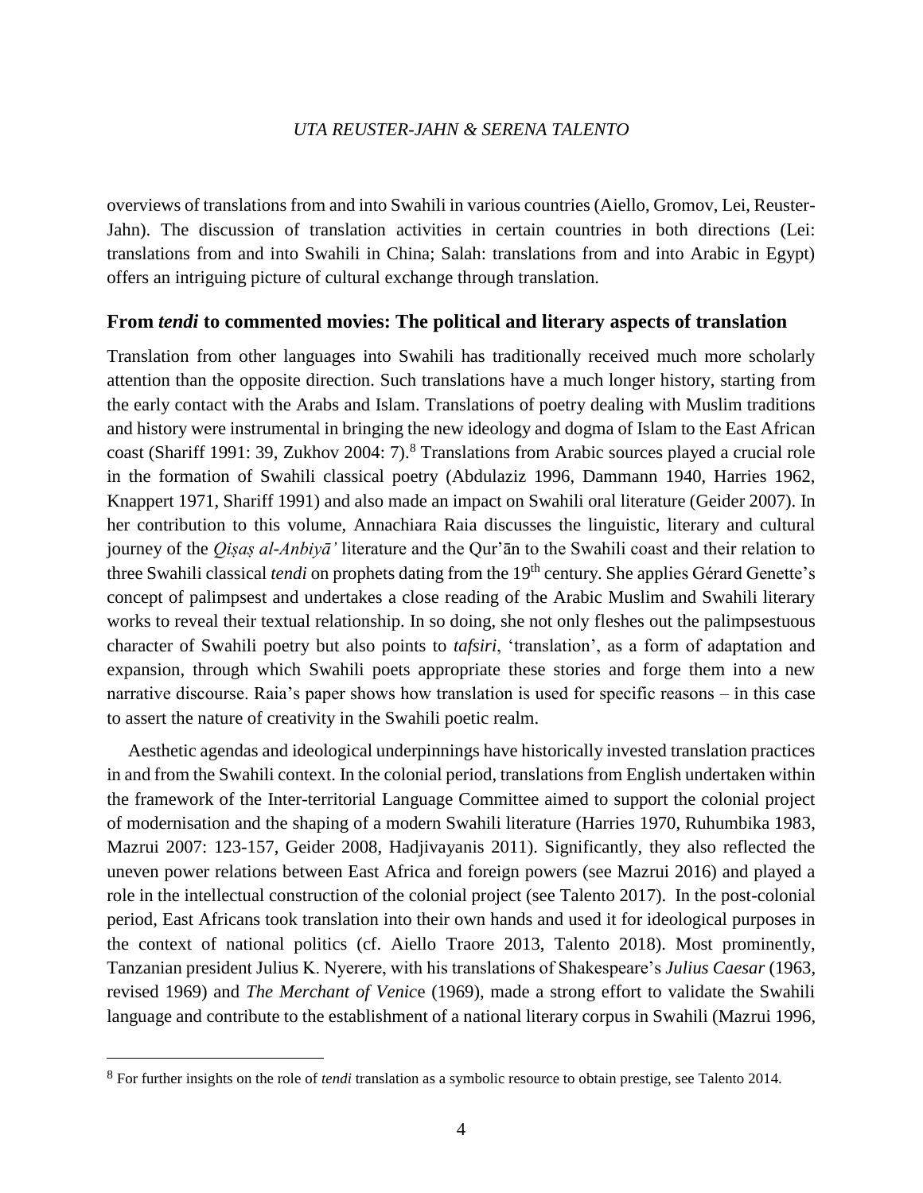overviews of translations from and into Swahili in various countries (Aiello, Gromov, Lei, Reuster-Jahn). The discussion of translation activities in certain countries in both directions (Lei: translations from and into Swahili in China; Salah: translations from and into Arabic in Egypt) offers an intriguing picture of cultural exchange through translation.

## From *tendi* to commented movies: The political and literary aspects of translation

Translation from other languages into Swahili has traditionally received much more scholarly attention than the opposite direction. Such translations have a much longer history, starting from the early contact with the Arabs and Islam. Translations of poetry dealing with Muslim traditions and history were instrumental in bringing the new ideology and dogma of Islam to the East African coast (Shariff 1991: 39, Zukhov 2004: 7).[8] Translations from Arabic sources played a crucial role in the formation of Swahili classical poetry (Abdulaziz 1996, Dammann 1940, Harries 1962, Knappert 1971, Shariff 1991) and also made an impact on Swahili oral literature (Geider 2007). In her contribution to this volume, Annachiara Raia discusses the linguistic, literary and cultural journey of the *Qiṣaṣ al-Anbiyā'* literature and the Qur'ān to the Swahili coast and their relation to three Swahili classical *tendi* on prophets dating from the 19th century. She applies Gérard Genette's concept of palimpsest and undertakes a close reading of the Arabic Muslim and Swahili literary works to reveal their textual relationship. In so doing, she not only fleshes out the palimpsestuous character of Swahili poetry but also points to *tafsiri*, 'translation', as a form of adaptation and expansion, through which Swahili poets appropriate these stories and forge them into a new narrative discourse. Raia's paper shows how translation is used for specific reasons – in this case to assert the nature of creativity in the Swahili poetic realm.

Aesthetic agendas and ideological underpinnings have historically invested translation practices in and from the Swahili context. In the colonial period, translations from English undertaken within the framework of the Inter-territorial Language Committee aimed to support the colonial project of modernisation and the shaping of a modern Swahili literature (Harries 1970, Ruhumbika 1983, Mazrui 2007: 123-157, Geider 2008, Hadjivayanis 2011). Significantly, they also reflected the uneven power relations between East Africa and foreign powers (see Mazrui 2016) and played a role in the intellectual construction of the colonial project (see Talento 2017). In the post-colonial period, East Africans took translation into their own hands and used it for ideological purposes in the context of national politics (cf. Aiello Traore 2013, Talento 2018). Most prominently, Tanzanian president Julius K. Nyerere, with his translations of Shakespeare's *Julius Caesar* (1963, revised 1969) and *The Merchant of Venice* (1969), made a strong effort to validate the Swahili language and contribute to the establishment of a national literary corpus in Swahili (Mazrui 1996,

[8] For further insights on the role of *tendi* translation as a symbolic resource to obtain prestige, see Talento 2014.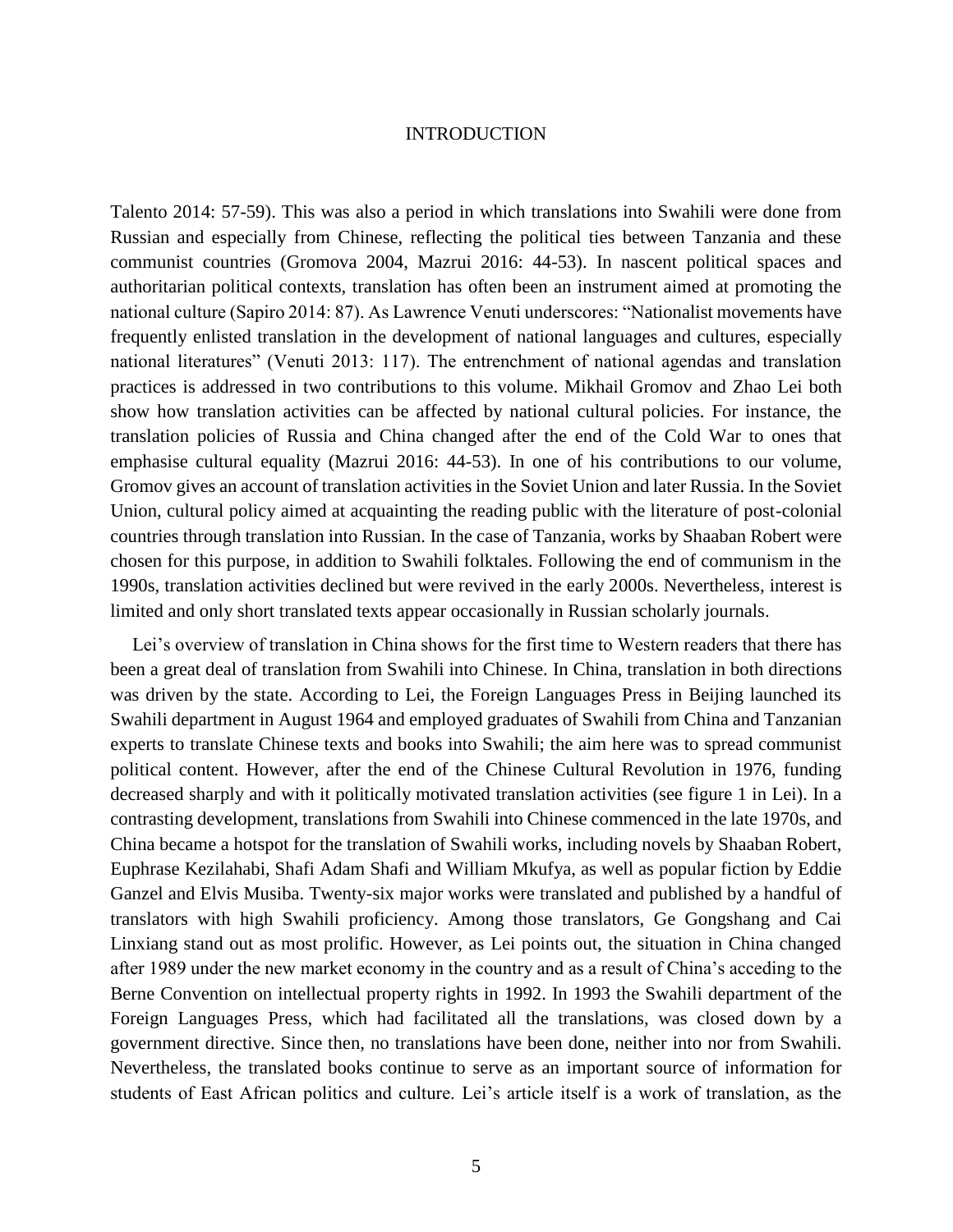Talento 2014: 57-59). This was also a period in which translations into Swahili were done from Russian and especially from Chinese, reflecting the political ties between Tanzania and these communist countries (Gromova 2004, Mazrui 2016: 44-53). In nascent political spaces and authoritarian political contexts, translation has often been an instrument aimed at promoting the national culture (Sapiro 2014: 87). As Lawrence Venuti underscores: "Nationalist movements have frequently enlisted translation in the development of national languages and cultures, especially national literatures" (Venuti 2013: 117). The entrenchment of national agendas and translation practices is addressed in two contributions to this volume. Mikhail Gromov and Zhao Lei both show how translation activities can be affected by national cultural policies. For instance, the translation policies of Russia and China changed after the end of the Cold War to ones that emphasise cultural equality (Mazrui 2016: 44-53). In one of his contributions to our volume, Gromov gives an account of translation activities in the Soviet Union and later Russia. In the Soviet Union, cultural policy aimed at acquainting the reading public with the literature of post-colonial countries through translation into Russian. In the case of Tanzania, works by Shaaban Robert were chosen for this purpose, in addition to Swahili folktales. Following the end of communism in the 1990s, translation activities declined but were revived in the early 2000s. Nevertheless, interest is limited and only short translated texts appear occasionally in Russian scholarly journals.

Lei's overview of translation in China shows for the first time to Western readers that there has been a great deal of translation from Swahili into Chinese. In China, translation in both directions was driven by the state. According to Lei, the Foreign Languages Press in Beijing launched its Swahili department in August 1964 and employed graduates of Swahili from China and Tanzanian experts to translate Chinese texts and books into Swahili; the aim here was to spread communist political content. However, after the end of the Chinese Cultural Revolution in 1976, funding decreased sharply and with it politically motivated translation activities (see figure 1 in Lei). In a contrasting development, translations from Swahili into Chinese commenced in the late 1970s, and China became a hotspot for the translation of Swahili works, including novels by Shaaban Robert, Euphrase Kezilahabi, Shafi Adam Shafi and William Mkufya, as well as popular fiction by Eddie Ganzel and Elvis Musiba. Twenty-six major works were translated and published by a handful of translators with high Swahili proficiency. Among those translators, Ge Gongshang and Cai Linxiang stand out as most prolific. However, as Lei points out, the situation in China changed after 1989 under the new market economy in the country and as a result of China's acceding to the Berne Convention on intellectual property rights in 1992. In 1993 the Swahili department of the Foreign Languages Press, which had facilitated all the translations, was closed down by a government directive. Since then, no translations have been done, neither into nor from Swahili. Nevertheless, the translated books continue to serve as an important source of information for students of East African politics and culture. Lei's article itself is a work of translation, as the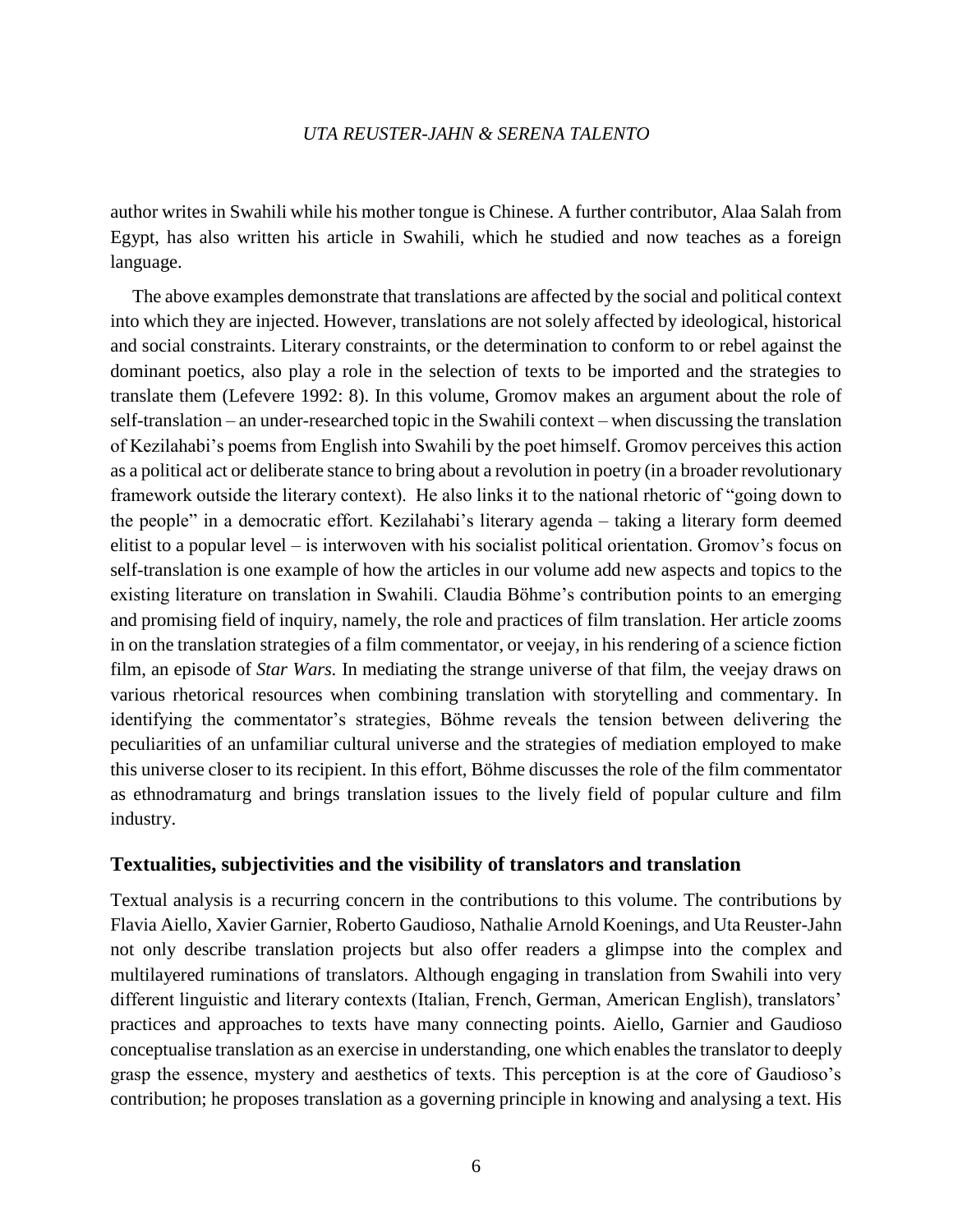author writes in Swahili while his mother tongue is Chinese. A further contributor, Alaa Salah from Egypt, has also written his article in Swahili, which he studied and now teaches as a foreign language.

The above examples demonstrate that translations are affected by the social and political context into which they are injected. However, translations are not solely affected by ideological, historical and social constraints. Literary constraints, or the determination to conform to or rebel against the dominant poetics, also play a role in the selection of texts to be imported and the strategies to translate them (Lefevere 1992: 8). In this volume, Gromov makes an argument about the role of self-translation – an under-researched topic in the Swahili context – when discussing the translation of Kezilahabi's poems from English into Swahili by the poet himself. Gromov perceives this action as a political act or deliberate stance to bring about a revolution in poetry (in a broader revolutionary framework outside the literary context). He also links it to the national rhetoric of "going down to the people" in a democratic effort. Kezilahabi's literary agenda – taking a literary form deemed elitist to a popular level – is interwoven with his socialist political orientation. Gromov's focus on self-translation is one example of how the articles in our volume add new aspects and topics to the existing literature on translation in Swahili. Claudia Böhme's contribution points to an emerging and promising field of inquiry, namely, the role and practices of film translation. Her article zooms in on the translation strategies of a film commentator, or veejay, in his rendering of a science fiction film, an episode of *Star Wars.* In mediating the strange universe of that film, the veejay draws on various rhetorical resources when combining translation with storytelling and commentary. In identifying the commentator's strategies, Böhme reveals the tension between delivering the peculiarities of an unfamiliar cultural universe and the strategies of mediation employed to make this universe closer to its recipient. In this effort, Böhme discusses the role of the film commentator as ethnodramaturg and brings translation issues to the lively field of popular culture and film industry.

## Textualities, subjectivities and the visibility of translators and translation

Textual analysis is a recurring concern in the contributions to this volume. The contributions by Flavia Aiello, Xavier Garnier, Roberto Gaudioso, Nathalie Arnold Koenings, and Uta Reuster-Jahn not only describe translation projects but also offer readers a glimpse into the complex and multilayered ruminations of translators. Although engaging in translation from Swahili into very different linguistic and literary contexts (Italian, French, German, American English), translators' practices and approaches to texts have many connecting points. Aiello, Garnier and Gaudioso conceptualise translation as an exercise in understanding, one which enables the translator to deeply grasp the essence, mystery and aesthetics of texts. This perception is at the core of Gaudioso's contribution; he proposes translation as a governing principle in knowing and analysing a text. His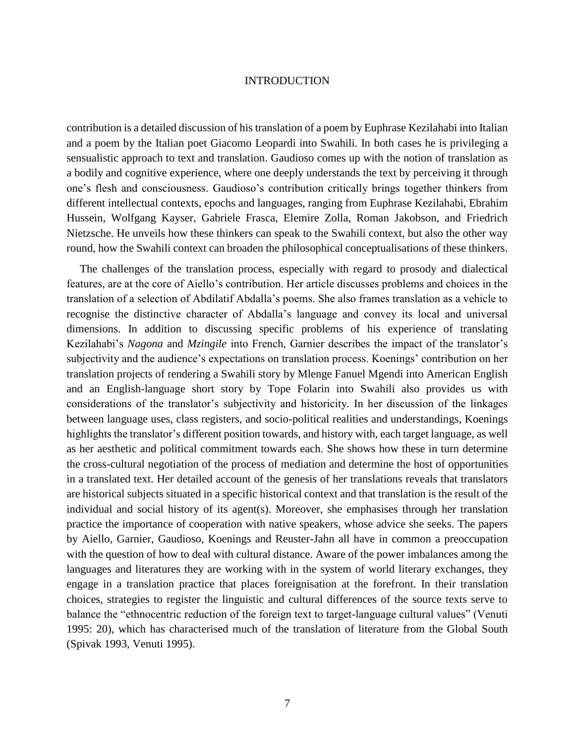contribution is a detailed discussion of his translation of a poem by Euphrase Kezilahabi into Italian and a poem by the Italian poet Giacomo Leopardi into Swahili. In both cases he is privileging a sensualistic approach to text and translation. Gaudioso comes up with the notion of translation as a bodily and cognitive experience, where one deeply understands the text by perceiving it through one's flesh and consciousness. Gaudioso's contribution critically brings together thinkers from different intellectual contexts, epochs and languages, ranging from Euphrase Kezilahabi, Ebrahim Hussein, Wolfgang Kayser, Gabriele Frasca, Elemire Zolla, Roman Jakobson, and Friedrich Nietzsche. He unveils how these thinkers can speak to the Swahili context, but also the other way round, how the Swahili context can broaden the philosophical conceptualisations of these thinkers.

The challenges of the translation process, especially with regard to prosody and dialectical features, are at the core of Aiello's contribution. Her article discusses problems and choices in the translation of a selection of Abdilatif Abdalla's poems. She also frames translation as a vehicle to recognise the distinctive character of Abdalla's language and convey its local and universal dimensions. In addition to discussing specific problems of his experience of translating Kezilahabi's *Nagona* and *Mzingile* into French, Garnier describes the impact of the translator's subjectivity and the audience's expectations on translation process. Koenings' contribution on her translation projects of rendering a Swahili story by Mlenge Fanuel Mgendi into American English and an English-language short story by Tope Folarin into Swahili also provides us with considerations of the translator's subjectivity and historicity. In her discussion of the linkages between language uses, class registers, and socio-political realities and understandings, Koenings highlights the translator's different position towards, and history with, each target language, as well as her aesthetic and political commitment towards each. She shows how these in turn determine the cross-cultural negotiation of the process of mediation and determine the host of opportunities in a translated text. Her detailed account of the genesis of her translations reveals that translators are historical subjects situated in a specific historical context and that translation is the result of the individual and social history of its agent(s). Moreover, she emphasises through her translation practice the importance of cooperation with native speakers, whose advice she seeks. The papers by Aiello, Garnier, Gaudioso, Koenings and Reuster-Jahn all have in common a preoccupation with the question of how to deal with cultural distance. Aware of the power imbalances among the languages and literatures they are working with in the system of world literary exchanges, they engage in a translation practice that places foreignisation at the forefront. In their translation choices, strategies to register the linguistic and cultural differences of the source texts serve to balance the "ethnocentric reduction of the foreign text to target-language cultural values" (Venuti 1995: 20), which has characterised much of the translation of literature from the Global South (Spivak 1993, Venuti 1995).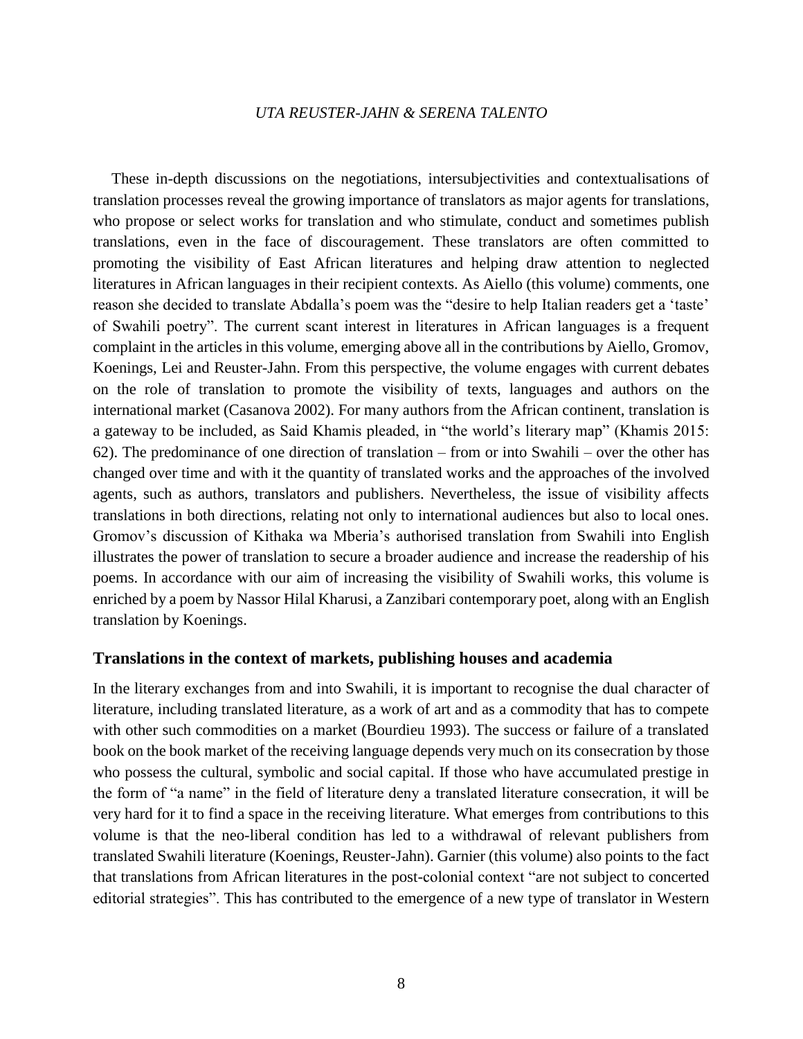These in-depth discussions on the negotiations, intersubjectivities and contextualisations of translation processes reveal the growing importance of translators as major agents for translations, who propose or select works for translation and who stimulate, conduct and sometimes publish translations, even in the face of discouragement. These translators are often committed to promoting the visibility of East African literatures and helping draw attention to neglected literatures in African languages in their recipient contexts. As Aiello (this volume) comments, one reason she decided to translate Abdalla's poem was the "desire to help Italian readers get a 'taste' of Swahili poetry". The current scant interest in literatures in African languages is a frequent complaint in the articles in this volume, emerging above all in the contributions by Aiello, Gromov, Koenings, Lei and Reuster-Jahn. From this perspective, the volume engages with current debates on the role of translation to promote the visibility of texts, languages and authors on the international market (Casanova 2002). For many authors from the African continent, translation is a gateway to be included, as Said Khamis pleaded, in "the world's literary map" (Khamis 2015: 62). The predominance of one direction of translation – from or into Swahili – over the other has changed over time and with it the quantity of translated works and the approaches of the involved agents, such as authors, translators and publishers. Nevertheless, the issue of visibility affects translations in both directions, relating not only to international audiences but also to local ones. Gromov's discussion of Kithaka wa Mberia's authorised translation from Swahili into English illustrates the power of translation to secure a broader audience and increase the readership of his poems. In accordance with our aim of increasing the visibility of Swahili works, this volume is enriched by a poem by Nassor Hilal Kharusi, a Zanzibari contemporary poet, along with an English translation by Koenings.

## Translations in the context of markets, publishing houses and academia

In the literary exchanges from and into Swahili, it is important to recognise the dual character of literature, including translated literature, as a work of art and as a commodity that has to compete with other such commodities on a market (Bourdieu 1993). The success or failure of a translated book on the book market of the receiving language depends very much on its consecration by those who possess the cultural, symbolic and social capital. If those who have accumulated prestige in the form of "a name" in the field of literature deny a translated literature consecration, it will be very hard for it to find a space in the receiving literature. What emerges from contributions to this volume is that the neo-liberal condition has led to a withdrawal of relevant publishers from translated Swahili literature (Koenings, Reuster-Jahn). Garnier (this volume) also points to the fact that translations from African literatures in the post-colonial context "are not subject to concerted editorial strategies". This has contributed to the emergence of a new type of translator in Western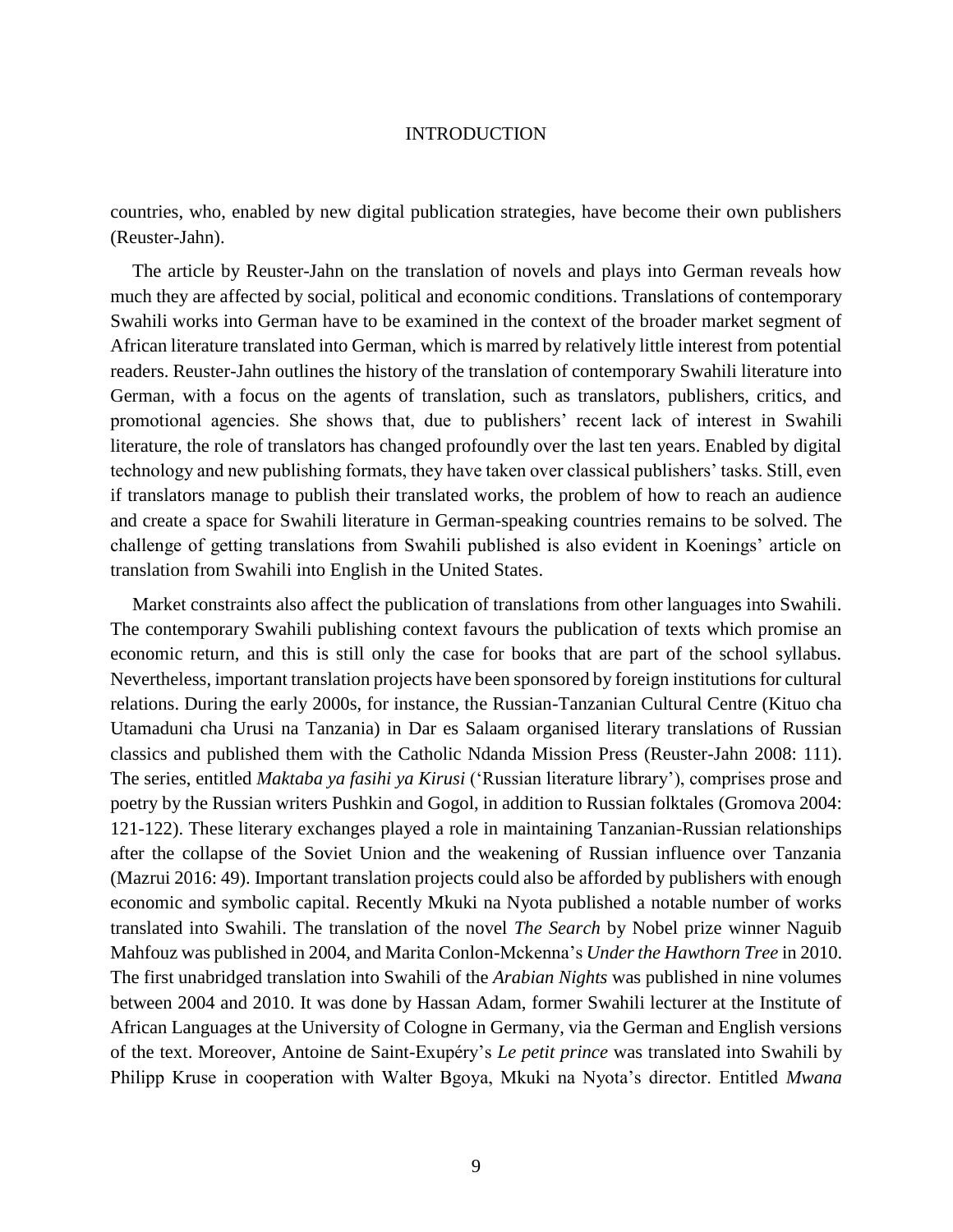countries, who, enabled by new digital publication strategies, have become their own publishers (Reuster-Jahn).

The article by Reuster-Jahn on the translation of novels and plays into German reveals how much they are affected by social, political and economic conditions. Translations of contemporary Swahili works into German have to be examined in the context of the broader market segment of African literature translated into German, which is marred by relatively little interest from potential readers. Reuster-Jahn outlines the history of the translation of contemporary Swahili literature into German, with a focus on the agents of translation, such as translators, publishers, critics, and promotional agencies. She shows that, due to publishers' recent lack of interest in Swahili literature, the role of translators has changed profoundly over the last ten years. Enabled by digital technology and new publishing formats, they have taken over classical publishers' tasks. Still, even if translators manage to publish their translated works, the problem of how to reach an audience and create a space for Swahili literature in German-speaking countries remains to be solved. The challenge of getting translations from Swahili published is also evident in Koenings' article on translation from Swahili into English in the United States.

Market constraints also affect the publication of translations from other languages into Swahili. The contemporary Swahili publishing context favours the publication of texts which promise an economic return, and this is still only the case for books that are part of the school syllabus. Nevertheless, important translation projects have been sponsored by foreign institutions for cultural relations. During the early 2000s, for instance, the Russian-Tanzanian Cultural Centre (Kituo cha Utamaduni cha Urusi na Tanzania) in Dar es Salaam organised literary translations of Russian classics and published them with the Catholic Ndanda Mission Press (Reuster-Jahn 2008: 111). The series, entitled *Maktaba ya fasihi ya Kirusi* ('Russian literature library'), comprises prose and poetry by the Russian writers Pushkin and Gogol, in addition to Russian folktales (Gromova 2004: 121-122). These literary exchanges played a role in maintaining Tanzanian-Russian relationships after the collapse of the Soviet Union and the weakening of Russian influence over Tanzania (Mazrui 2016: 49). Important translation projects could also be afforded by publishers with enough economic and symbolic capital. Recently Mkuki na Nyota published a notable number of works translated into Swahili. The translation of the novel *The Search* by Nobel prize winner Naguib Mahfouz was published in 2004, and Marita Conlon-Mckenna's *Under the Hawthorn Tree* in 2010. The first unabridged translation into Swahili of the *Arabian Nights* was published in nine volumes between 2004 and 2010. It was done by Hassan Adam, former Swahili lecturer at the Institute of African Languages at the University of Cologne in Germany, via the German and English versions of the text. Moreover, Antoine de Saint-Exupéry's *Le petit prince* was translated into Swahili by Philipp Kruse in cooperation with Walter Bgoya, Mkuki na Nyota's director. Entitled *Mwana*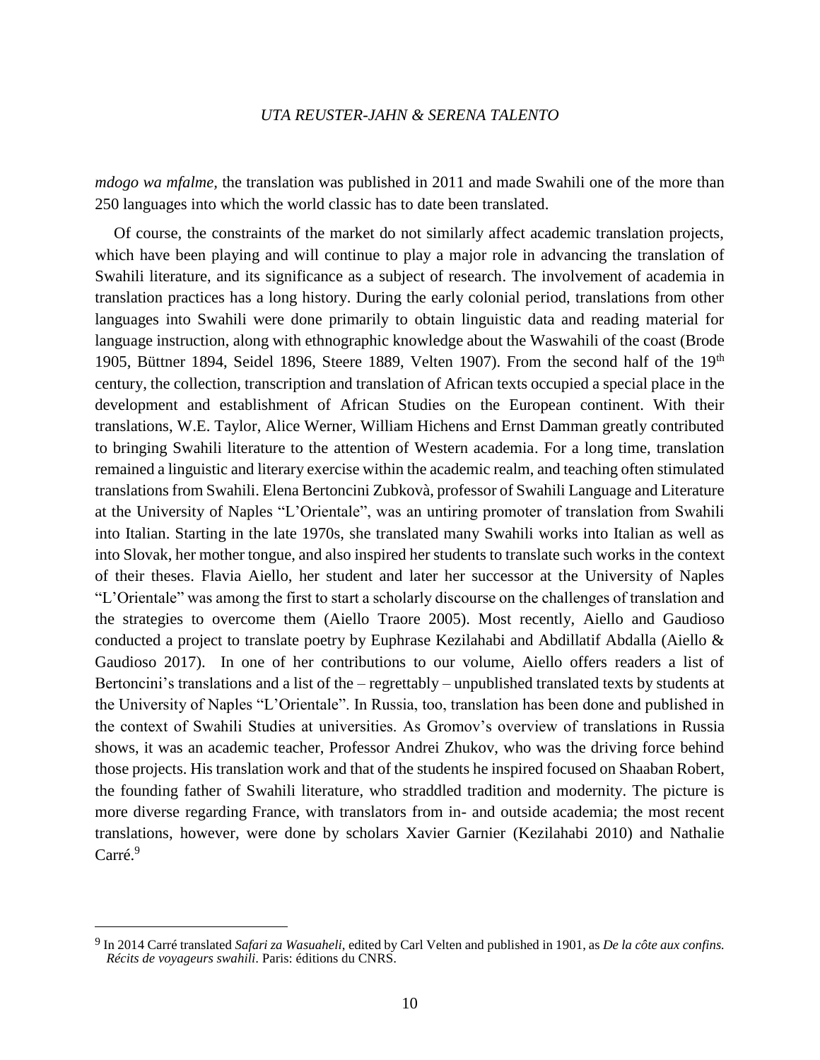*mdogo wa mfalme*, the translation was published in 2011 and made Swahili one of the more than 250 languages into which the world classic has to date been translated.

Of course, the constraints of the market do not similarly affect academic translation projects, which have been playing and will continue to play a major role in advancing the translation of Swahili literature, and its significance as a subject of research. The involvement of academia in translation practices has a long history. During the early colonial period, translations from other languages into Swahili were done primarily to obtain linguistic data and reading material for language instruction, along with ethnographic knowledge about the Waswahili of the coast (Brode 1905, Büttner 1894, Seidel 1896, Steere 1889, Velten 1907). From the second half of the 19th century, the collection, transcription and translation of African texts occupied a special place in the development and establishment of African Studies on the European continent. With their translations, W.E. Taylor, Alice Werner, William Hichens and Ernst Damman greatly contributed to bringing Swahili literature to the attention of Western academia. For a long time, translation remained a linguistic and literary exercise within the academic realm, and teaching often stimulated translations from Swahili. Elena Bertoncini Zubkovà, professor of Swahili Language and Literature at the University of Naples "L'Orientale", was an untiring promoter of translation from Swahili into Italian. Starting in the late 1970s, she translated many Swahili works into Italian as well as into Slovak, her mother tongue, and also inspired her students to translate such works in the context of their theses. Flavia Aiello, her student and later her successor at the University of Naples "L'Orientale" was among the first to start a scholarly discourse on the challenges of translation and the strategies to overcome them (Aiello Traore 2005). Most recently, Aiello and Gaudioso conducted a project to translate poetry by Euphrase Kezilahabi and Abdillatif Abdalla (Aiello & Gaudioso 2017). In one of her contributions to our volume, Aiello offers readers a list of Bertoncini's translations and a list of the – regrettably – unpublished translated texts by students at the University of Naples "L'Orientale". In Russia, too, translation has been done and published in the context of Swahili Studies at universities. As Gromov's overview of translations in Russia shows, it was an academic teacher, Professor Andrei Zhukov, who was the driving force behind those projects. His translation work and that of the students he inspired focused on Shaaban Robert, the founding father of Swahili literature, who straddled tradition and modernity. The picture is more diverse regarding France, with translators from in- and outside academia; the most recent translations, however, were done by scholars Xavier Garnier (Kezilahabi 2010) and Nathalie Carré.[9]

---

[9] In 2014 Carré translated *Safari za Wasuaheli*, edited by Carl Velten and published in 1901, as *De la côte aux confins. Récits de voyageurs swahili*. Paris: éditions du CNRS.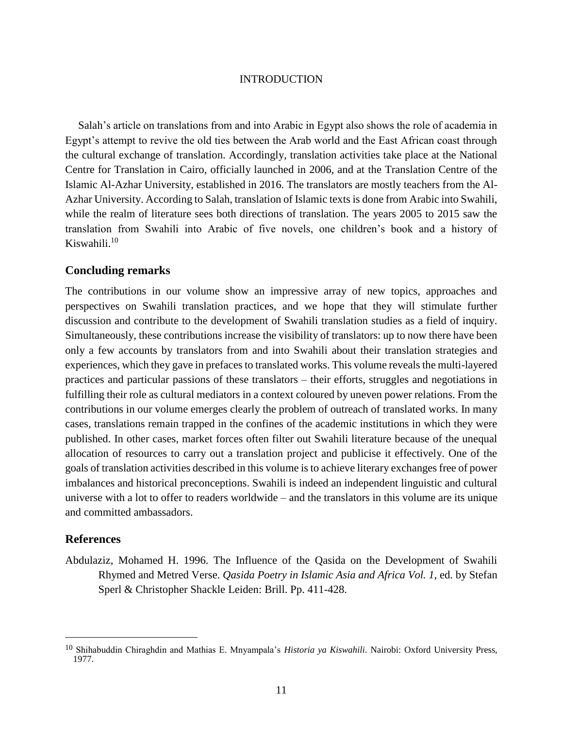Salah's article on translations from and into Arabic in Egypt also shows the role of academia in Egypt's attempt to revive the old ties between the Arab world and the East African coast through the cultural exchange of translation. Accordingly, translation activities take place at the National Centre for Translation in Cairo, officially launched in 2006, and at the Translation Centre of the Islamic Al-Azhar University, established in 2016. The translators are mostly teachers from the Al-Azhar University. According to Salah, translation of Islamic texts is done from Arabic into Swahili, while the realm of literature sees both directions of translation. The years 2005 to 2015 saw the translation from Swahili into Arabic of five novels, one children's book and a history of Kiswahili.[10]

## Concluding remarks

The contributions in our volume show an impressive array of new topics, approaches and perspectives on Swahili translation practices, and we hope that they will stimulate further discussion and contribute to the development of Swahili translation studies as a field of inquiry. Simultaneously, these contributions increase the visibility of translators: up to now there have been only a few accounts by translators from and into Swahili about their translation strategies and experiences, which they gave in prefaces to translated works. This volume reveals the multi-layered practices and particular passions of these translators – their efforts, struggles and negotiations in fulfilling their role as cultural mediators in a context coloured by uneven power relations. From the contributions in our volume emerges clearly the problem of outreach of translated works. In many cases, translations remain trapped in the confines of the academic institutions in which they were published. In other cases, market forces often filter out Swahili literature because of the unequal allocation of resources to carry out a translation project and publicise it effectively. One of the goals of translation activities described in this volume is to achieve literary exchanges free of power imbalances and historical preconceptions. Swahili is indeed an independent linguistic and cultural universe with a lot to offer to readers worldwide – and the translators in this volume are its unique and committed ambassadors.

## References

Abdulaziz, Mohamed H. 1996. The Influence of the Qasida on the Development of Swahili Rhymed and Metred Verse. *Qasida Poetry in Islamic Asia and Africa Vol. 1,* ed. by Stefan Sperl & Christopher Shackle Leiden: Brill. Pp. 411-428.

---

[10] Shihabuddin Chiraghdin and Mathias E. Mnyampala's *Historia ya Kiswahili*. Nairobi: Oxford University Press, 1977.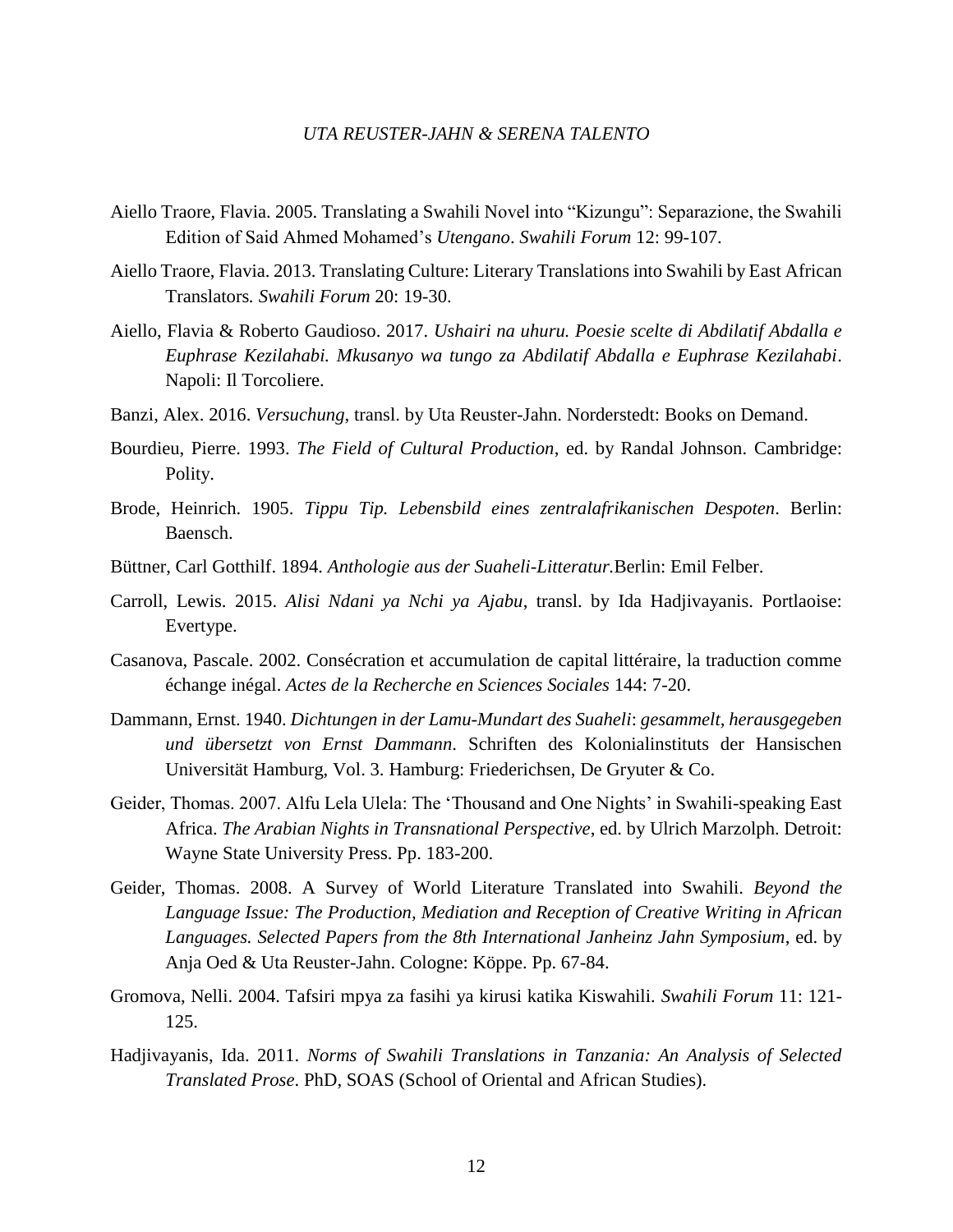Aiello Traore, Flavia. 2005. Translating a Swahili Novel into "Kizungu": Separazione, the Swahili Edition of Said Ahmed Mohamed's *Utengano*. *Swahili Forum* 12: 99-107.

Aiello Traore, Flavia. 2013. Translating Culture: Literary Translations into Swahili by East African Translators*.* *Swahili Forum* 20: 19-30.

Aiello, Flavia & Roberto Gaudioso. 2017. *Ushairi na uhuru. Poesie scelte di Abdilatif Abdalla e Euphrase Kezilahabi. Mkusanyo wa tungo za Abdilatif Abdalla e Euphrase Kezilahabi*. Napoli: Il Torcoliere.

Banzi, Alex. 2016. *Versuchung*, transl. by Uta Reuster-Jahn. Norderstedt: Books on Demand.

Bourdieu, Pierre. 1993. *The Field of Cultural Production*, ed. by Randal Johnson. Cambridge: Polity.

Brode, Heinrich. 1905. *Tippu Tip. Lebensbild eines zentralafrikanischen Despoten*. Berlin: Baensch.

Büttner, Carl Gotthilf. 1894. *Anthologie aus der Suaheli-Litteratur.*Berlin: Emil Felber.

Carroll, Lewis. 2015. *Alisi Ndani ya Nchi ya Ajabu*, transl. by Ida Hadjivayanis. Portlaoise: Evertype.

Casanova, Pascale. 2002. Consécration et accumulation de capital littéraire, la traduction comme échange inégal. *Actes de la Recherche en Sciences Sociales* 144: 7-20.

Dammann, Ernst. 1940. *Dichtungen in der Lamu-Mundart des Suaheli*: *gesammelt, herausgegeben und übersetzt von Ernst Dammann*. Schriften des Kolonialinstituts der Hansischen Universität Hamburg, Vol. 3. Hamburg: Friederichsen, De Gryuter & Co.

Geider, Thomas. 2007. Alfu Lela Ulela: The 'Thousand and One Nights' in Swahili-speaking East Africa. *The Arabian Nights in Transnational Perspective*, ed. by Ulrich Marzolph. Detroit: Wayne State University Press. Pp. 183-200.

Geider, Thomas. 2008. A Survey of World Literature Translated into Swahili. *Beyond the Language Issue: The Production, Mediation and Reception of Creative Writing in African Languages. Selected Papers from the 8th International Janheinz Jahn Symposium*, ed. by Anja Oed & Uta Reuster-Jahn. Cologne: Köppe. Pp. 67-84.

Gromova, Nelli. 2004. Tafsiri mpya za fasihi ya kirusi katika Kiswahili. *Swahili Forum* 11: 121-125.

Hadjivayanis, Ida. 2011. *Norms of Swahili Translations in Tanzania: An Analysis of Selected Translated Prose*. PhD, SOAS (School of Oriental and African Studies).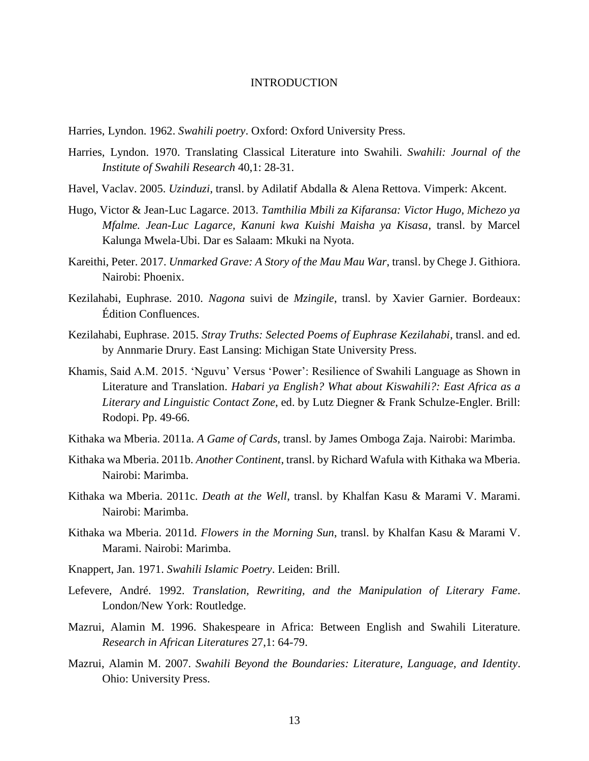Harries, Lyndon. 1962. *Swahili poetry*. Oxford: Oxford University Press.

Harries, Lyndon. 1970. Translating Classical Literature into Swahili. *Swahili: Journal of the Institute of Swahili Research* 40,1: 28-31.

Havel, Vaclav. 2005. *Uzinduzi*, transl. by Adilatif Abdalla & Alena Rettova. Vimperk: Akcent.

Hugo, Victor & Jean-Luc Lagarce. 2013. *Tamthilia Mbili za Kifaransa: Victor Hugo, Michezo ya Mfalme. Jean-Luc Lagarce, Kanuni kwa Kuishi Maisha ya Kisasa*, transl. by Marcel Kalunga Mwela-Ubi. Dar es Salaam: Mkuki na Nyota.

Kareithi, Peter. 2017. *Unmarked Grave: A Story of the Mau Mau War*, transl. by Chege J. Githiora. Nairobi: Phoenix.

Kezilahabi, Euphrase. 2010. *Nagona* suivi de *Mzingile*, transl. by Xavier Garnier. Bordeaux: Édition Confluences.

Kezilahabi, Euphrase. 2015. *Stray Truths: Selected Poems of Euphrase Kezilahabi*, transl. and ed. by Annmarie Drury. East Lansing: Michigan State University Press.

Khamis, Said A.M. 2015. 'Nguvu' Versus 'Power': Resilience of Swahili Language as Shown in Literature and Translation. *Habari ya English? What about Kiswahili?: East Africa as a Literary and Linguistic Contact Zone*, ed. by Lutz Diegner & Frank Schulze-Engler. Brill: Rodopi. Pp. 49-66.

Kithaka wa Mberia. 2011a. *A Game of Cards*, transl. by James Omboga Zaja. Nairobi: Marimba.

Kithaka wa Mberia. 2011b. *Another Continent*, transl. by Richard Wafula with Kithaka wa Mberia. Nairobi: Marimba.

Kithaka wa Mberia. 2011c. *Death at the Well*, transl. by Khalfan Kasu & Marami V. Marami. Nairobi: Marimba.

Kithaka wa Mberia. 2011d. *Flowers in the Morning Sun*, transl. by Khalfan Kasu & Marami V. Marami. Nairobi: Marimba.

Knappert, Jan. 1971. *Swahili Islamic Poetry*. Leiden: Brill.

Lefevere, André. 1992. *Translation, Rewriting, and the Manipulation of Literary Fame*. London/New York: Routledge.

Mazrui, Alamin M. 1996. Shakespeare in Africa: Between English and Swahili Literature. *Research in African Literatures* 27,1: 64-79.

Mazrui, Alamin M. 2007. *Swahili Beyond the Boundaries: Literature, Language, and Identity*. Ohio: University Press.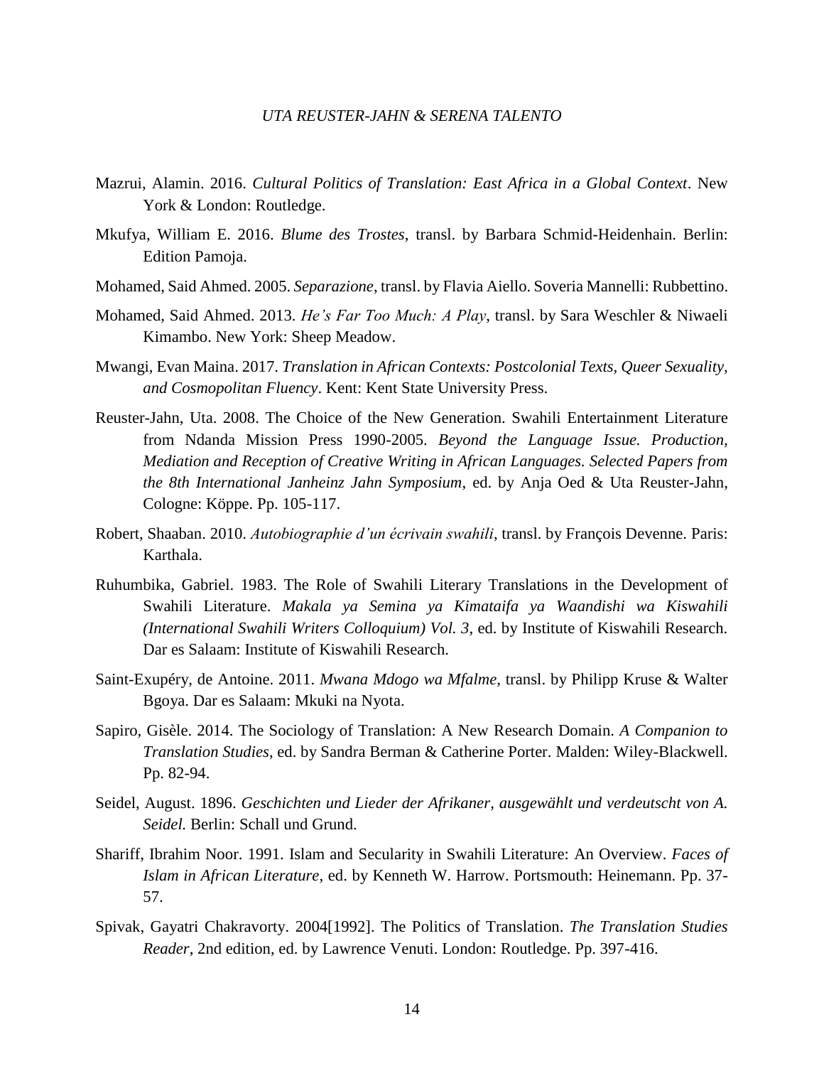Mazrui, Alamin. 2016. *Cultural Politics of Translation: East Africa in a Global Context*. New York & London: Routledge.

Mkufya, William E. 2016. *Blume des Trostes*, transl. by Barbara Schmid-Heidenhain. Berlin: Edition Pamoja.

Mohamed, Said Ahmed. 2005. *Separazione*, transl. by Flavia Aiello. Soveria Mannelli: Rubbettino.

Mohamed, Said Ahmed. 2013. *He's Far Too Much: A Play*, transl. by Sara Weschler & Niwaeli Kimambo. New York: Sheep Meadow.

Mwangi, Evan Maina. 2017. *Translation in African Contexts: Postcolonial Texts, Queer Sexuality, and Cosmopolitan Fluency*. Kent: Kent State University Press.

Reuster-Jahn, Uta. 2008. The Choice of the New Generation. Swahili Entertainment Literature from Ndanda Mission Press 1990-2005. *Beyond the Language Issue. Production, Mediation and Reception of Creative Writing in African Languages. Selected Papers from the 8th International Janheinz Jahn Symposium*, ed. by Anja Oed & Uta Reuster-Jahn, Cologne: Köppe. Pp. 105-117.

Robert, Shaaban. 2010. *Autobiographie d'un écrivain swahili*, transl. by François Devenne. Paris: Karthala.

Ruhumbika, Gabriel. 1983. The Role of Swahili Literary Translations in the Development of Swahili Literature. *Makala ya Semina ya Kimataifa ya Waandishi wa Kiswahili (International Swahili Writers Colloquium) Vol. 3*, ed. by Institute of Kiswahili Research. Dar es Salaam: Institute of Kiswahili Research.

Saint-Exupéry, de Antoine. 2011. *Mwana Mdogo wa Mfalme*, transl. by Philipp Kruse & Walter Bgoya. Dar es Salaam: Mkuki na Nyota.

Sapiro, Gisèle. 2014. The Sociology of Translation: A New Research Domain. *A Companion to Translation Studies*, ed. by Sandra Berman & Catherine Porter. Malden: Wiley-Blackwell. Pp. 82-94.

Seidel, August. 1896. *Geschichten und Lieder der Afrikaner, ausgewählt und verdeutscht von A. Seidel.* Berlin: Schall und Grund.

Shariff, Ibrahim Noor. 1991. Islam and Secularity in Swahili Literature: An Overview. *Faces of Islam in African Literature*, ed. by Kenneth W. Harrow. Portsmouth: Heinemann. Pp. 37-57.

Spivak, Gayatri Chakravorty. 2004[1992]. The Politics of Translation. *The Translation Studies Reader*, 2nd edition, ed. by Lawrence Venuti. London: Routledge. Pp. 397-416.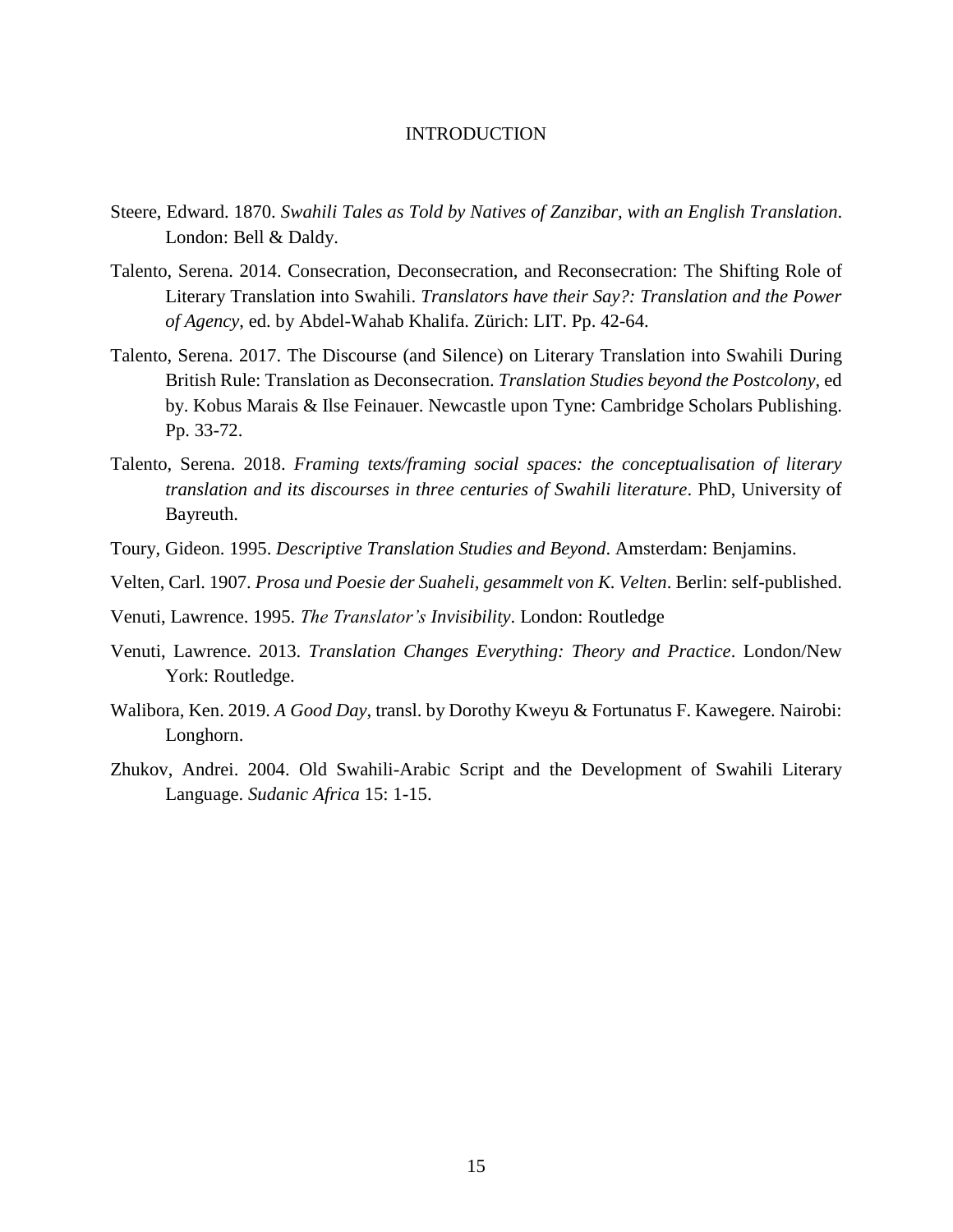Steere, Edward. 1870. *Swahili Tales as Told by Natives of Zanzibar, with an English Translation*. London: Bell & Daldy.

Talento, Serena. 2014. Consecration, Deconsecration, and Reconsecration: The Shifting Role of Literary Translation into Swahili. *Translators have their Say?: Translation and the Power of Agency*, ed. by Abdel-Wahab Khalifa. Zürich: LIT. Pp. 42-64.

Talento, Serena. 2017. The Discourse (and Silence) on Literary Translation into Swahili During British Rule: Translation as Deconsecration. *Translation Studies beyond the Postcolony*, ed by. Kobus Marais & Ilse Feinauer. Newcastle upon Tyne: Cambridge Scholars Publishing. Pp. 33-72.

Talento, Serena. 2018. *Framing texts/framing social spaces: the conceptualisation of literary translation and its discourses in three centuries of Swahili literature*. PhD, University of Bayreuth.

Toury, Gideon. 1995. *Descriptive Translation Studies and Beyond*. Amsterdam: Benjamins.

Velten, Carl. 1907. *Prosa und Poesie der Suaheli, gesammelt von K. Velten*. Berlin: self-published.

Venuti, Lawrence. 1995. *The Translator's Invisibility*. London: Routledge

Venuti, Lawrence. 2013. *Translation Changes Everything: Theory and Practice*. London/New York: Routledge.

Walibora, Ken. 2019. *A Good Day*, transl. by Dorothy Kweyu & Fortunatus F. Kawegere. Nairobi: Longhorn.

Zhukov, Andrei. 2004. Old Swahili-Arabic Script and the Development of Swahili Literary Language. *Sudanic Africa* 15: 1-15.